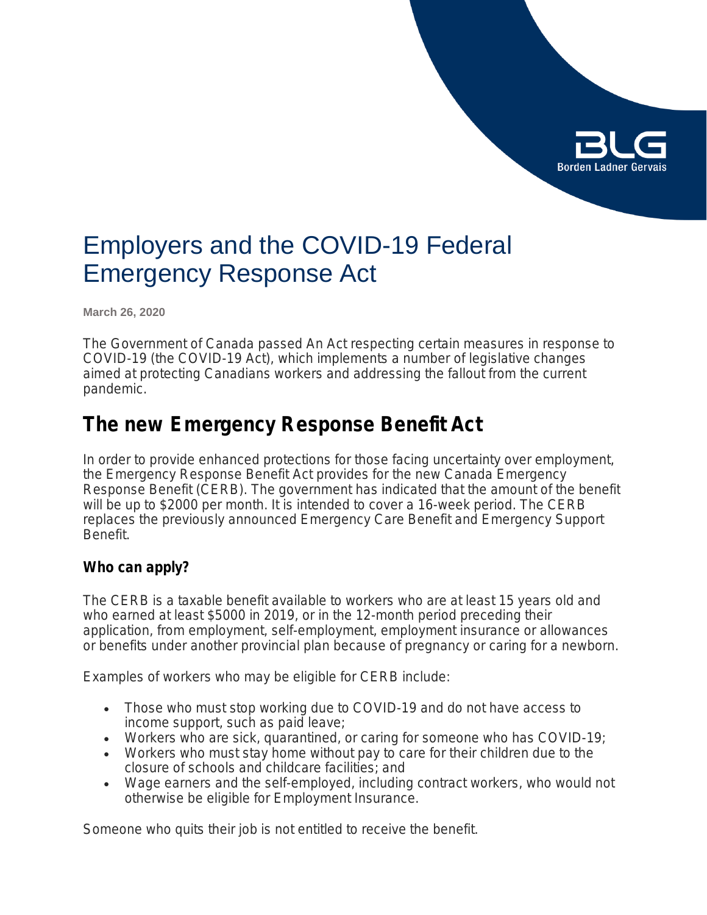# Employers and the COVID-19 Federal Emergency Response Act

**March 26, 2020**

The Government of Canada passed An Act respecting certain measures in response to COVID-19 (the COVID-19 Act), which implements a number of legislative changes aimed at protecting Canadians workers and addressing the fallout from the current pandemic.

## The new Emergency Response Benefit Act

In order to provide enhanced protections for those facing uncertainty over employment, the Emergency Response Benefit Act provides for the new Canada Emergency Response Benefit (CERB). The government has indicated that the amount of the benefit will be up to $2000 per month. It is intended to cover a 16-week period. The CERB replaces the previously announced Emergency Care Benefit and Emergency Support Benefit.

### Who can apply?

The CERB is a taxable benefit available to workers who are at least 15 years old and who earned at least $5000 in 2019, or in the 12-month period preceding their application, from employment, self-employment, employment insurance or allowances or benefits under another provincial plan because of pregnancy or caring for a newborn.

Examples of workers who may be eligible for CERB include:

- Those who must stop working due to COVID-19 and do not have access to income support, such as paid leave;
- Workers who are sick, quarantined, or caring for someone who has COVID-19;
- Workers who must stay home without pay to care for their children due to the closure of schools and childcare facilities; and
- Wage earners and the self-employed, including contract workers, who would not otherwise be eligible for Employment Insurance.

Someone who quits their job is not entitled to receive the benefit.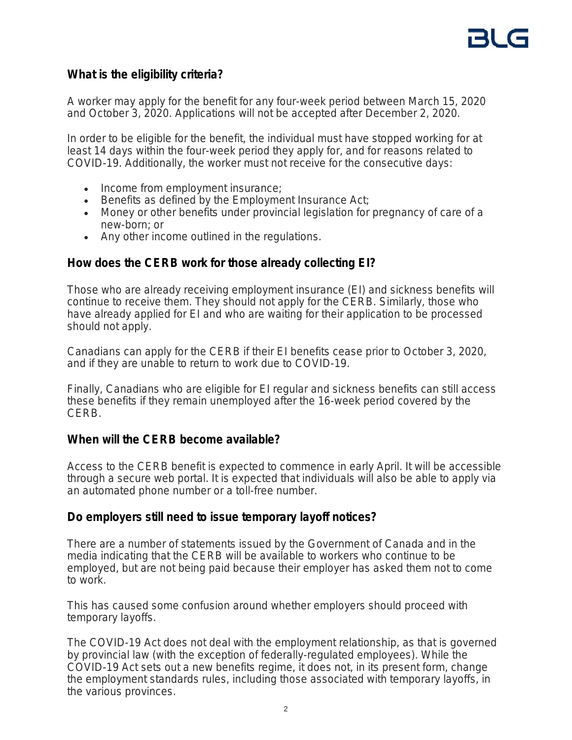## What is the eligibility criteria?

A worker may apply for the benefit for any four-week period between March 15, 2020 and October 3, 2020. Applications will not be accepted after December 2, 2020.

In order to be eligible for the benefit, the individual must have stopped working for at least 14 days within the four-week period they apply for, and for reasons related to COVID-19. Additionally, the worker must not receive for the consecutive days:

- Income from employment insurance;
- Benefits as defined by the Employment Insurance Act;
- Money or other benefits under provincial legislation for pregnancy of care of a new-born; or
- Any other income outlined in the regulations.

## How does the CERB work for those already collecting EI?

Those who are already receiving employment insurance (EI) and sickness benefits will continue to receive them. They should not apply for the CERB. Similarly, those who have already applied for EI and who are waiting for their application to be processed should not apply.

Canadians can apply for the CERB if their EI benefits cease prior to October 3, 2020, and if they are unable to return to work due to COVID-19.

Finally, Canadians who are eligible for EI regular and sickness benefits can still access these benefits if they remain unemployed after the 16-week period covered by the CERB.

## When will the CERB become available?

Access to the CERB benefit is expected to commence in early April. It will be accessible through a secure web portal. It is expected that individuals will also be able to apply via an automated phone number or a toll-free number.

## Do employers still need to issue temporary layoff notices?

There are a number of statements issued by the Government of Canada and in the media indicating that the CERB will be available to workers who continue to be employed, but are not being paid because their employer has asked them not to come to work.

This has caused some confusion around whether employers should proceed with temporary layoffs.

The COVID-19 Act does not deal with the employment relationship, as that is governed by provincial law (with the exception of federally-regulated employees). While the COVID-19 Act sets out a new benefits regime, it does not, in its present form, change the employment standards rules, including those associated with temporary layoffs, in the various provinces.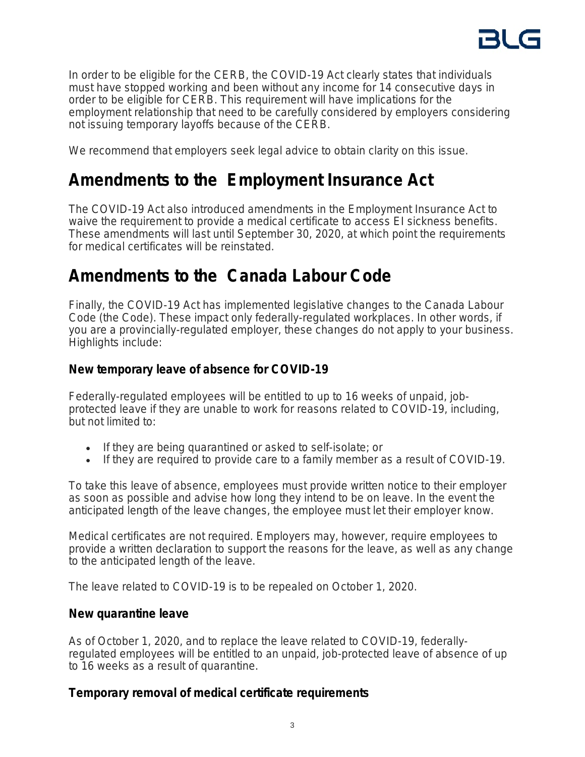In order to be eligible for the CERB, the COVID-19 Act clearly states that individuals must have stopped working and been without any income for 14 consecutive days in order to be eligible for CERB. This requirement will have implications for the employment relationship that need to be carefully considered by employers considering not issuing temporary layoffs because of the CERB.

We recommend that employers seek legal advice to obtain clarity on this issue.

## Amendments to the *Employment Insurance Act*

The COVID-19 Act also introduced amendments in the Employment Insurance Act to waive the requirement to provide a medical certificate to access EI sickness benefits. These amendments will last until September 30, 2020, at which point the requirements for medical certificates will be reinstated.

## Amendments to the *Canada Labour Code*

Finally, the COVID-19 Act has implemented legislative changes to the Canada Labour Code (the Code). These impact only federally-regulated workplaces. In other words, if you are a provincially-regulated employer, these changes do not apply to your business. Highlights include:

### New temporary leave of absence for COVID-19

Federally-regulated employees will be entitled to up to 16 weeks of unpaid, job-protected leave if they are unable to work for reasons related to COVID-19, including, but not limited to:

- If they are being quarantined or asked to self-isolate; or
- If they are required to provide care to a family member as a result of COVID-19.

To take this leave of absence, employees must provide written notice to their employer as soon as possible and advise how long they intend to be on leave. In the event the anticipated length of the leave changes, the employee must let their employer know.

Medical certificates are not required. Employers may, however, require employees to provide a written declaration to support the reasons for the leave, as well as any change to the anticipated length of the leave.

The leave related to COVID-19 is to be repealed on October 1, 2020.

### New quarantine leave

As of October 1, 2020, and to replace the leave related to COVID-19, federally-regulated employees will be entitled to an unpaid, job-protected leave of absence of up to 16 weeks as a result of quarantine.

### Temporary removal of medical certificate requirements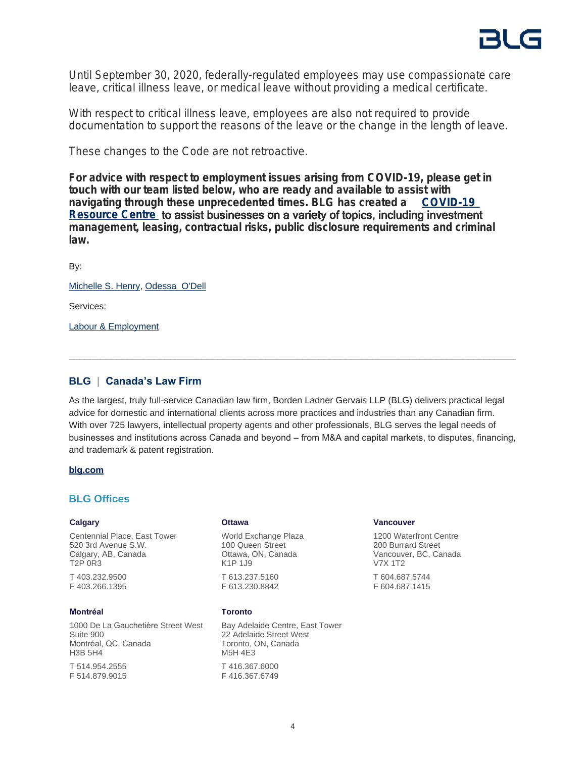Until September 30, 2020, federally-regulated employees may use compassionate care leave, critical illness leave, or medical leave without providing a medical certificate.

With respect to critical illness leave, employees are also not required to provide documentation to support the reasons of the leave or the change in the length of leave.

These changes to the Code are not retroactive.

**For advice with respect to employment issues arising from COVID-19, please get in touch with our team listed below, who are ready and available to assist with navigating through these unprecedented times. BLG has created a COVID-19 Resource Centre to assist businesses on a variety of topics, including investment management, leasing, contractual risks, public disclosure requirements and criminal law.**

By:

Michelle S. Henry, Odessa O'Dell

Services:

Labour & Employment

---

## BLG | Canada's Law Firm

As the largest, truly full-service Canadian law firm, Borden Ladner Gervais LLP (BLG) delivers practical legal advice for domestic and international clients across more practices and industries than any Canadian firm. With over 725 lawyers, intellectual property agents and other professionals, BLG serves the legal needs of businesses and institutions across Canada and beyond – from M&A and capital markets, to disputes, financing, and trademark & patent registration.

**blg.com**

## BLG Offices

**Calgary**

Centennial Place, East Tower
520 3rd Avenue S.W.
Calgary, AB, Canada
T2P 0R3

T 403.232.9500
F 403.266.1395

**Ottawa**

World Exchange Plaza
100 Queen Street
Ottawa, ON, Canada
K1P 1J9

T 613.237.5160
F 613.230.8842

**Vancouver**

1200 Waterfront Centre
200 Burrard Street
Vancouver, BC, Canada
V7X 1T2

T 604.687.5744
F 604.687.1415

**Montréal**

1000 De La Gauchetière Street West
Suite 900
Montréal, QC, Canada
H3B 5H4

T 514.954.2555
F 514.879.9015

**Toronto**

Bay Adelaide Centre, East Tower
22 Adelaide Street West
Toronto, ON, Canada
M5H 4E3

T 416.367.6000
F 416.367.6749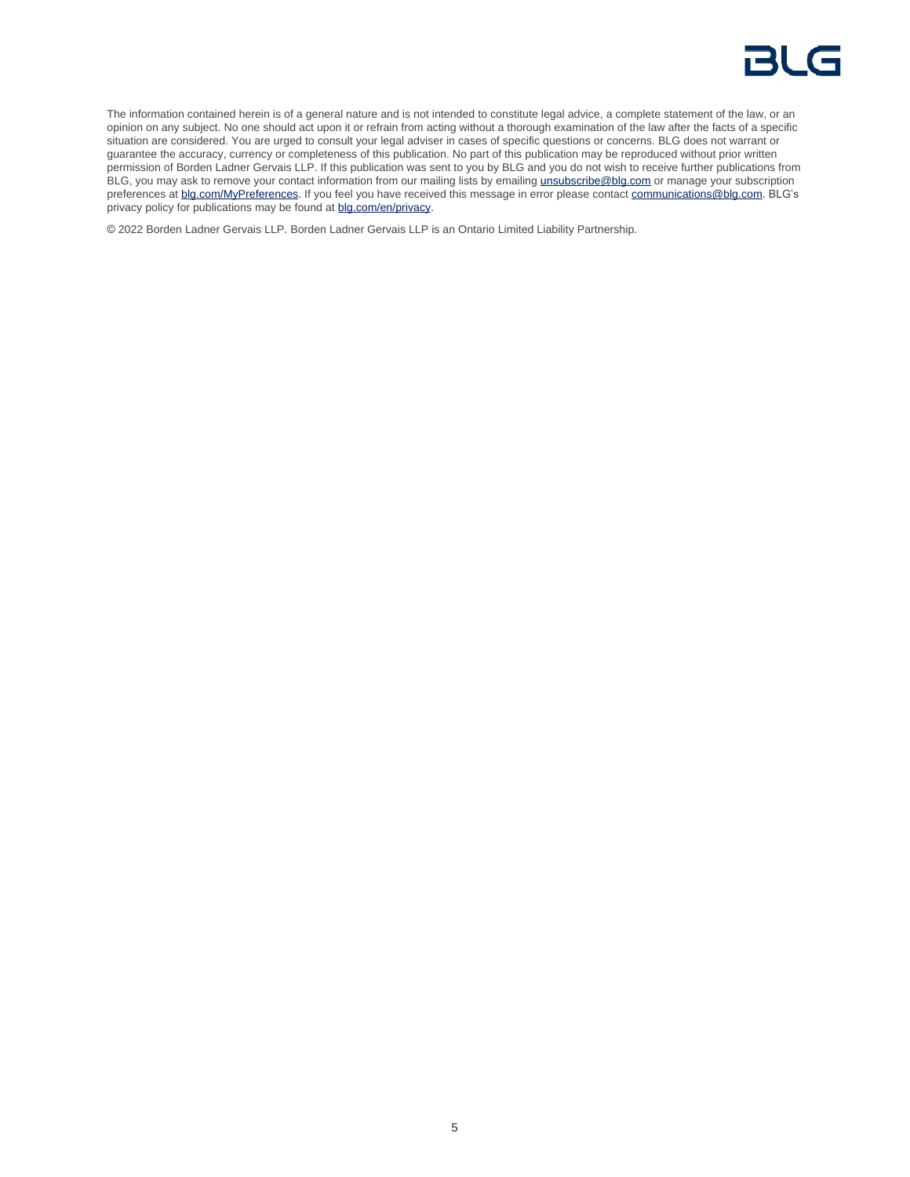The information contained herein is of a general nature and is not intended to constitute legal advice, a complete statement of the law, or an opinion on any subject. No one should act upon it or refrain from acting without a thorough examination of the law after the facts of a specific situation are considered. You are urged to consult your legal adviser in cases of specific questions or concerns. BLG does not warrant or guarantee the accuracy, currency or completeness of this publication. No part of this publication may be reproduced without prior written permission of Borden Ladner Gervais LLP. If this publication was sent to you by BLG and you do not wish to receive further publications from BLG, you may ask to remove your contact information from our mailing lists by emailing unsubscribe@blg.com or manage your subscription preferences at blg.com/MyPreferences. If you feel you have received this message in error please contact communications@blg.com. BLG's privacy policy for publications may be found at blg.com/en/privacy.

© 2022 Borden Ladner Gervais LLP. Borden Ladner Gervais LLP is an Ontario Limited Liability Partnership.